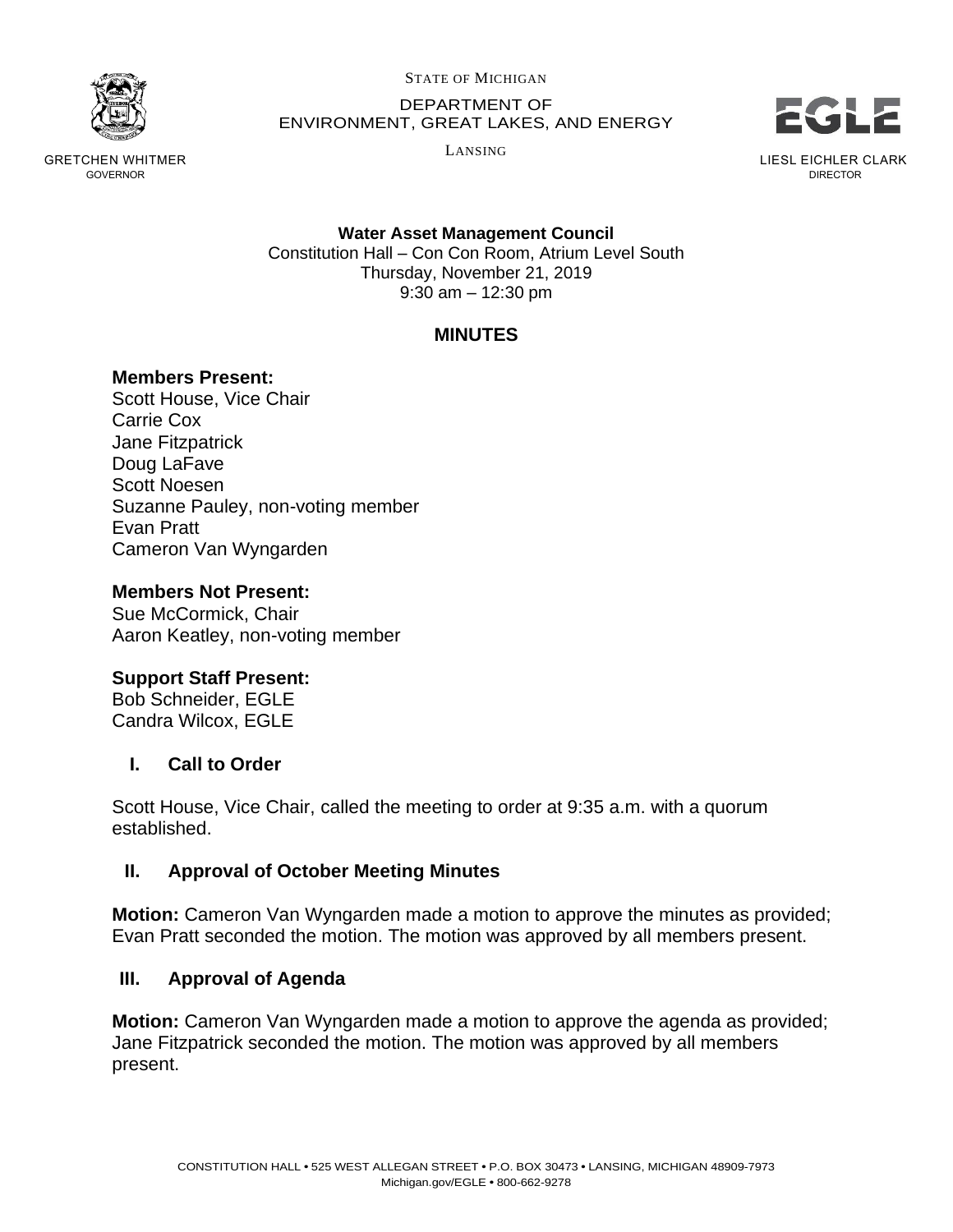STATE OF MICHIGAN

DEPARTMENT OF
ENVIRONMENT, GREAT LAKES, AND ENERGY

LANSING

GRETCHEN WHITMER
GOVERNOR

LIESL EICHLER CLARK
DIRECTOR

**Water Asset Management Council**
Constitution Hall – Con Con Room, Atrium Level South
Thursday, November 21, 2019
9:30 am – 12:30 pm

## MINUTES

**Members Present:**
Scott House, Vice Chair
Carrie Cox
Jane Fitzpatrick
Doug LaFave
Scott Noesen
Suzanne Pauley, non-voting member
Evan Pratt
Cameron Van Wyngarden

**Members Not Present:**
Sue McCormick, Chair
Aaron Keatley, non-voting member

**Support Staff Present:**
Bob Schneider, EGLE
Candra Wilcox, EGLE

### I. Call to Order

Scott House, Vice Chair, called the meeting to order at 9:35 a.m. with a quorum established.

### II. Approval of October Meeting Minutes

**Motion:** Cameron Van Wyngarden made a motion to approve the minutes as provided; Evan Pratt seconded the motion. The motion was approved by all members present.

### III. Approval of Agenda

**Motion:** Cameron Van Wyngarden made a motion to approve the agenda as provided; Jane Fitzpatrick seconded the motion. The motion was approved by all members present.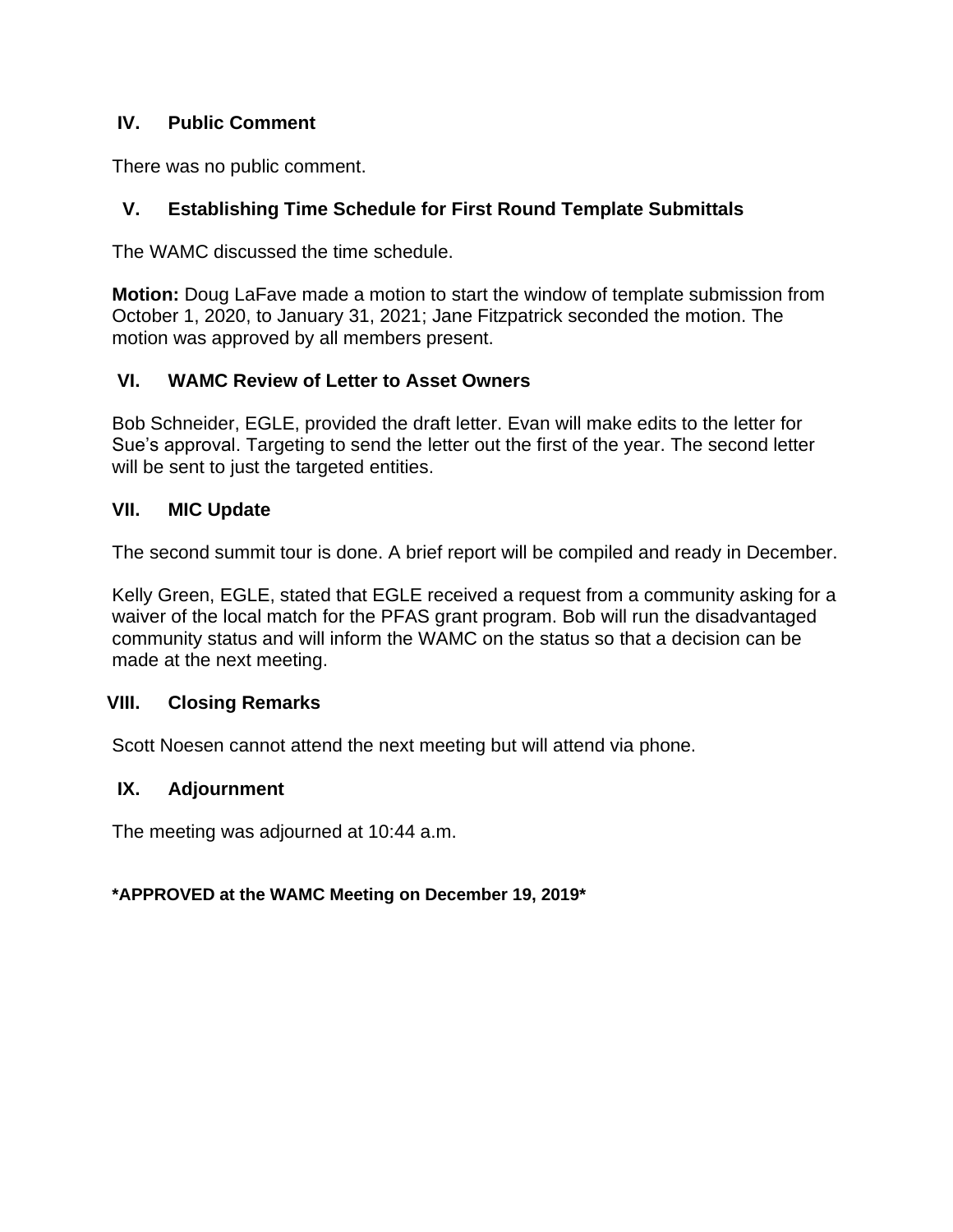## IV. Public Comment

There was no public comment.

## V. Establishing Time Schedule for First Round Template Submittals

The WAMC discussed the time schedule.

**Motion:** Doug LaFave made a motion to start the window of template submission from October 1, 2020, to January 31, 2021; Jane Fitzpatrick seconded the motion. The motion was approved by all members present.

## VI. WAMC Review of Letter to Asset Owners

Bob Schneider, EGLE, provided the draft letter. Evan will make edits to the letter for Sue's approval. Targeting to send the letter out the first of the year. The second letter will be sent to just the targeted entities.

## VII. MIC Update

The second summit tour is done. A brief report will be compiled and ready in December.

Kelly Green, EGLE, stated that EGLE received a request from a community asking for a waiver of the local match for the PFAS grant program. Bob will run the disadvantaged community status and will inform the WAMC on the status so that a decision can be made at the next meeting.

## VIII. Closing Remarks

Scott Noesen cannot attend the next meeting but will attend via phone.

## IX. Adjournment

The meeting was adjourned at 10:44 a.m.

**\*APPROVED at the WAMC Meeting on December 19, 2019\***